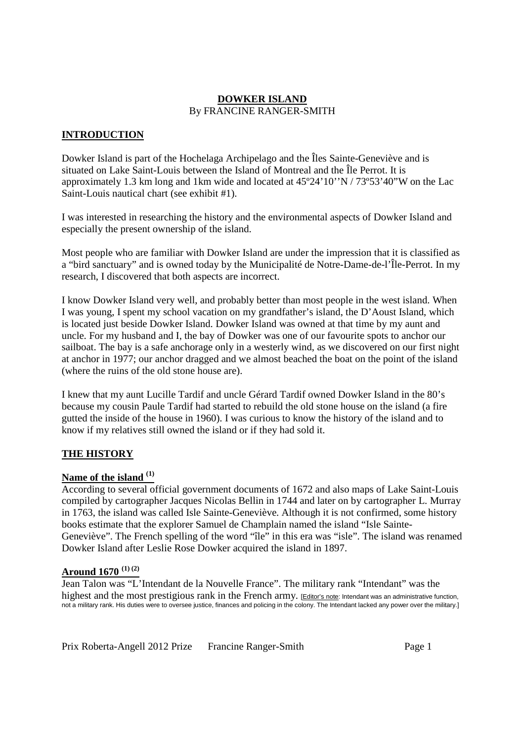# DOWKER ISLAND

By FRANCINE RANGER-SMITH

## INTRODUCTION

Dowker Island is part of the Hochelaga Archipelago and the Îles Sainte-Geneviève and is situated on Lake Saint-Louis between the Island of Montreal and the Île Perrot. It is approximately 1.3 km long and 1km wide and located at 45º24'10''N / 73º53'40"W on the Lac Saint-Louis nautical chart (see exhibit #1).

I was interested in researching the history and the environmental aspects of Dowker Island and especially the present ownership of the island.

Most people who are familiar with Dowker Island are under the impression that it is classified as a "bird sanctuary" and is owned today by the Municipalité de Notre-Dame-de-l'Île-Perrot. In my research, I discovered that both aspects are incorrect.

I know Dowker Island very well, and probably better than most people in the west island. When I was young, I spent my school vacation on my grandfather's island, the D'Aoust Island, which is located just beside Dowker Island. Dowker Island was owned at that time by my aunt and uncle. For my husband and I, the bay of Dowker was one of our favourite spots to anchor our sailboat. The bay is a safe anchorage only in a westerly wind, as we discovered on our first night at anchor in 1977; our anchor dragged and we almost beached the boat on the point of the island (where the ruins of the old stone house are).

I knew that my aunt Lucille Tardif and uncle Gérard Tardif owned Dowker Island in the 80's because my cousin Paule Tardif had started to rebuild the old stone house on the island (a fire gutted the inside of the house in 1960). I was curious to know the history of the island and to know if my relatives still owned the island or if they had sold it.

## THE HISTORY

### Name of the island [1]

According to several official government documents of 1672 and also maps of Lake Saint-Louis compiled by cartographer Jacques Nicolas Bellin in 1744 and later on by cartographer L. Murray in 1763, the island was called Isle Sainte-Geneviève. Although it is not confirmed, some history books estimate that the explorer Samuel de Champlain named the island "Isle Sainte-Geneviève". The French spelling of the word "île" in this era was "isle". The island was renamed Dowker Island after Leslie Rose Dowker acquired the island in 1897.

### Around 1670 [1] [2]

Jean Talon was "L'Intendant de la Nouvelle France". The military rank "Intendant" was the highest and the most prestigious rank in the French army. [Editor's note: Intendant was an administrative function, not a military rank. His duties were to oversee justice, finances and policing in the colony. The Intendant lacked any power over the military.]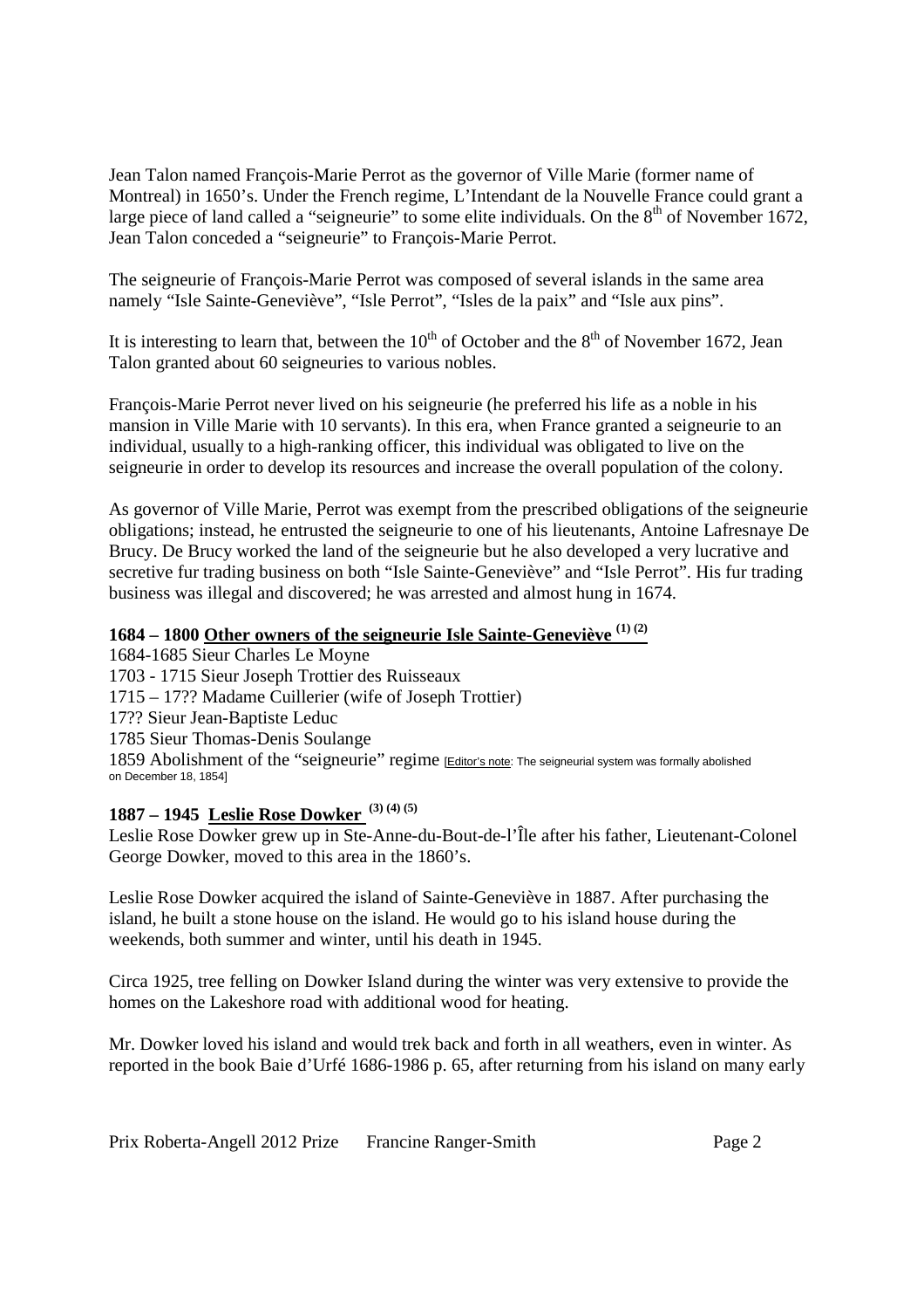Jean Talon named François-Marie Perrot as the governor of Ville Marie (former name of Montreal) in 1650's. Under the French regime, L'Intendant de la Nouvelle France could grant a large piece of land called a "seigneurie" to some elite individuals. On the 8th of November 1672, Jean Talon conceded a "seigneurie" to François-Marie Perrot.

The seigneurie of François-Marie Perrot was composed of several islands in the same area namely "Isle Sainte-Geneviève", "Isle Perrot", "Isles de la paix" and "Isle aux pins".

It is interesting to learn that, between the 10th of October and the 8th of November 1672, Jean Talon granted about 60 seigneuries to various nobles.

François-Marie Perrot never lived on his seigneurie (he preferred his life as a noble in his mansion in Ville Marie with 10 servants). In this era, when France granted a seigneurie to an individual, usually to a high-ranking officer, this individual was obligated to live on the seigneurie in order to develop its resources and increase the overall population of the colony.

As governor of Ville Marie, Perrot was exempt from the prescribed obligations of the seigneurie obligations; instead, he entrusted the seigneurie to one of his lieutenants, Antoine Lafresnaye De Brucy. De Brucy worked the land of the seigneurie but he also developed a very lucrative and secretive fur trading business on both "Isle Sainte-Geneviève" and "Isle Perrot". His fur trading business was illegal and discovered; he was arrested and almost hung in 1674.

### 1684 – 1800 Other owners of the seigneurie Isle Sainte-Geneviève [1] [2]

1684-1685 Sieur Charles Le Moyne
1703 - 1715 Sieur Joseph Trottier des Ruisseaux
1715 – 17?? Madame Cuillerier (wife of Joseph Trottier)
17?? Sieur Jean-Baptiste Leduc
1785 Sieur Thomas-Denis Soulange
1859 Abolishment of the "seigneurie" regime [Editor's note: The seigneurial system was formally abolished on December 18, 1854]

### 1887 – 1945 Leslie Rose Dowker [3] [4] [5]

Leslie Rose Dowker grew up in Ste-Anne-du-Bout-de-l'Île after his father, Lieutenant-Colonel George Dowker, moved to this area in the 1860's.

Leslie Rose Dowker acquired the island of Sainte-Geneviève in 1887. After purchasing the island, he built a stone house on the island. He would go to his island house during the weekends, both summer and winter, until his death in 1945.

Circa 1925, tree felling on Dowker Island during the winter was very extensive to provide the homes on the Lakeshore road with additional wood for heating.

Mr. Dowker loved his island and would trek back and forth in all weathers, even in winter. As reported in the book Baie d'Urfé 1686-1986 p. 65, after returning from his island on many early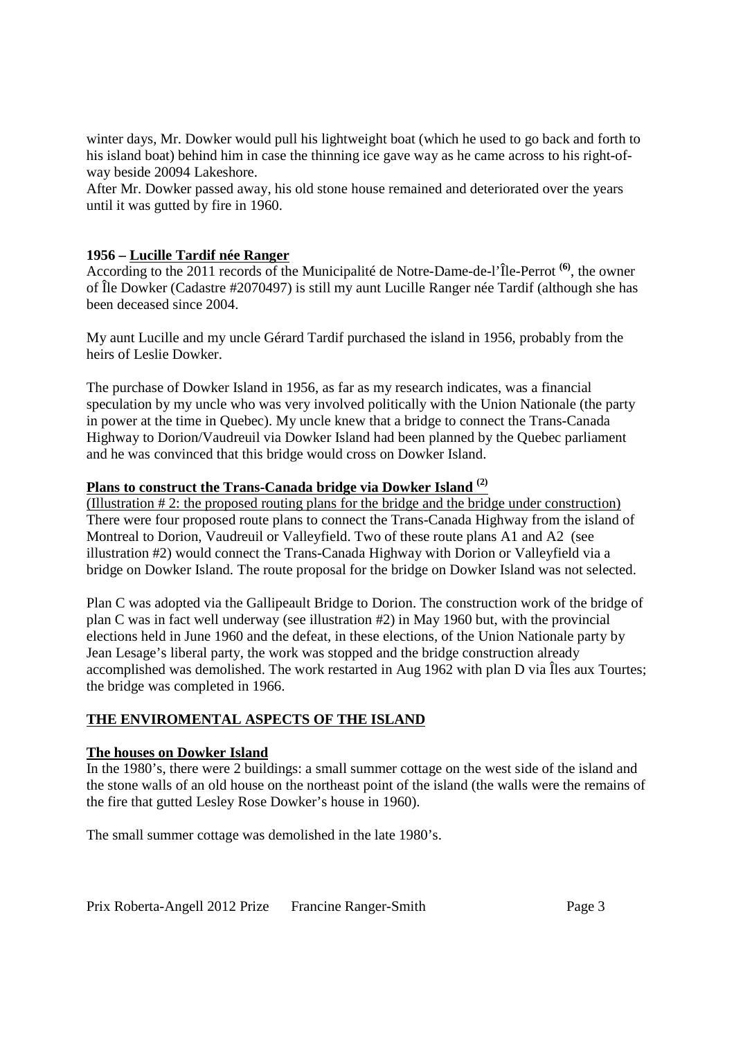winter days, Mr. Dowker would pull his lightweight boat (which he used to go back and forth to his island boat) behind him in case the thinning ice gave way as he came across to his right-of-way beside 20094 Lakeshore.
After Mr. Dowker passed away, his old stone house remained and deteriorated over the years until it was gutted by fire in 1960.

### 1956 – Lucille Tardif née Ranger

According to the 2011 records of the Municipalité de Notre-Dame-de-l'Île-Perrot **[6]**, the owner of Île Dowker (Cadastre #2070497) is still my aunt Lucille Ranger née Tardif (although she has been deceased since 2004.

My aunt Lucille and my uncle Gérard Tardif purchased the island in 1956, probably from the heirs of Leslie Dowker.

The purchase of Dowker Island in 1956, as far as my research indicates, was a financial speculation by my uncle who was very involved politically with the Union Nationale (the party in power at the time in Quebec). My uncle knew that a bridge to connect the Trans-Canada Highway to Dorion/Vaudreuil via Dowker Island had been planned by the Quebec parliament and he was convinced that this bridge would cross on Dowker Island.

### Plans to construct the Trans-Canada bridge via Dowker Island [2]

(Illustration # 2: the proposed routing plans for the bridge and the bridge under construction)
There were four proposed route plans to connect the Trans-Canada Highway from the island of Montreal to Dorion, Vaudreuil or Valleyfield. Two of these route plans A1 and A2 (see illustration #2) would connect the Trans-Canada Highway with Dorion or Valleyfield via a bridge on Dowker Island. The route proposal for the bridge on Dowker Island was not selected.

Plan C was adopted via the Gallipeault Bridge to Dorion. The construction work of the bridge of plan C was in fact well underway (see illustration #2) in May 1960 but, with the provincial elections held in June 1960 and the defeat, in these elections, of the Union Nationale party by Jean Lesage's liberal party, the work was stopped and the bridge construction already accomplished was demolished. The work restarted in Aug 1962 with plan D via Îles aux Tourtes; the bridge was completed in 1966.

## THE ENVIROMENTAL ASPECTS OF THE ISLAND

### The houses on Dowker Island

In the 1980's, there were 2 buildings: a small summer cottage on the west side of the island and the stone walls of an old house on the northeast point of the island (the walls were the remains of the fire that gutted Lesley Rose Dowker's house in 1960).

The small summer cottage was demolished in the late 1980's.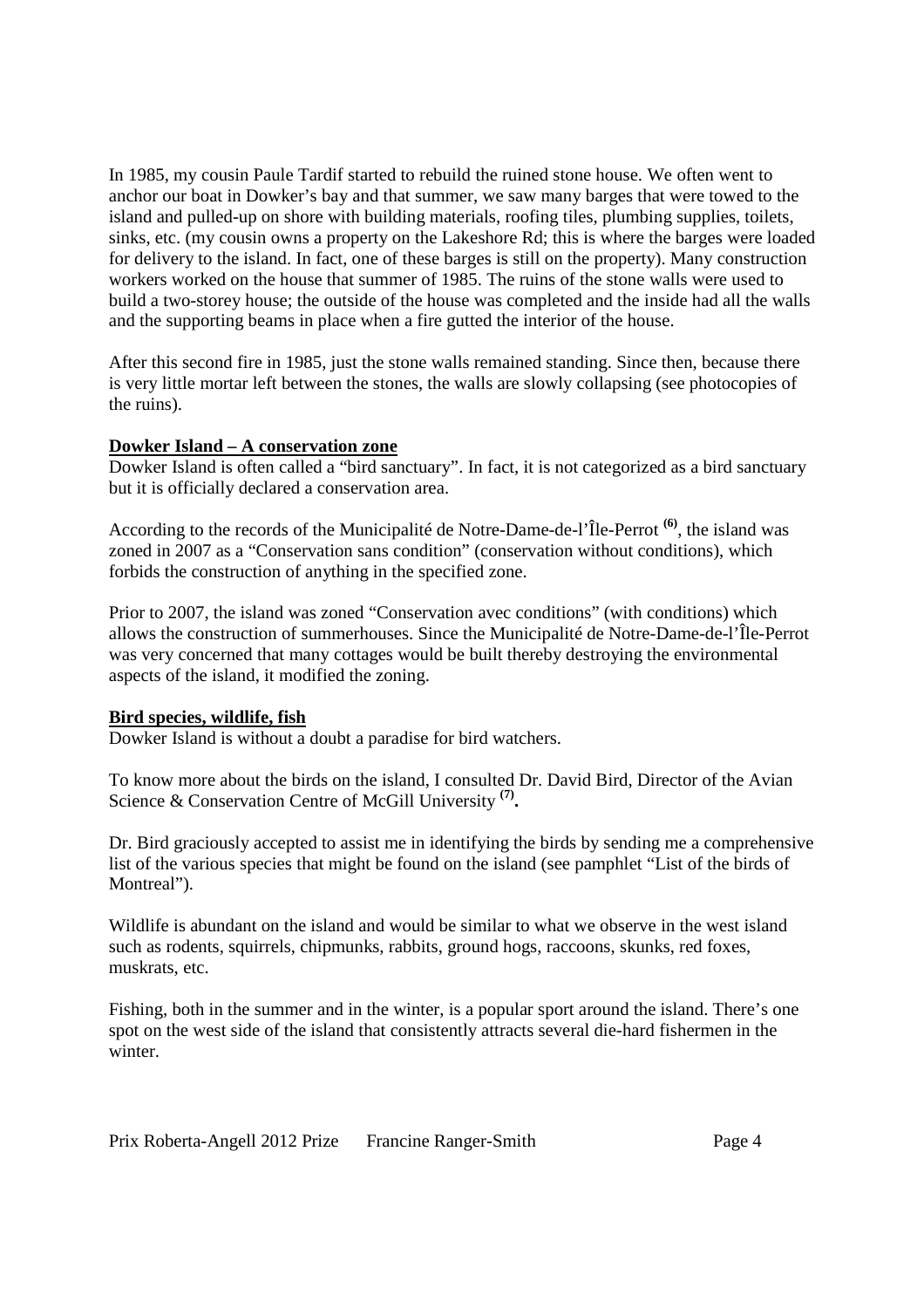In 1985, my cousin Paule Tardif started to rebuild the ruined stone house. We often went to anchor our boat in Dowker's bay and that summer, we saw many barges that were towed to the island and pulled-up on shore with building materials, roofing tiles, plumbing supplies, toilets, sinks, etc. (my cousin owns a property on the Lakeshore Rd; this is where the barges were loaded for delivery to the island. In fact, one of these barges is still on the property). Many construction workers worked on the house that summer of 1985. The ruins of the stone walls were used to build a two-storey house; the outside of the house was completed and the inside had all the walls and the supporting beams in place when a fire gutted the interior of the house.

After this second fire in 1985, just the stone walls remained standing. Since then, because there is very little mortar left between the stones, the walls are slowly collapsing (see photocopies of the ruins).

**Dowker Island – A conservation zone**

Dowker Island is often called a "bird sanctuary". In fact, it is not categorized as a bird sanctuary but it is officially declared a conservation area.

According to the records of the Municipalité de Notre-Dame-de-l'Île-Perrot [(6)], the island was zoned in 2007 as a "Conservation sans condition" (conservation without conditions), which forbids the construction of anything in the specified zone.

Prior to 2007, the island was zoned "Conservation avec conditions" (with conditions) which allows the construction of summerhouses. Since the Municipalité de Notre-Dame-de-l'Île-Perrot was very concerned that many cottages would be built thereby destroying the environmental aspects of the island, it modified the zoning.

**Bird species, wildlife, fish**

Dowker Island is without a doubt a paradise for bird watchers.

To know more about the birds on the island, I consulted Dr. David Bird, Director of the Avian Science & Conservation Centre of McGill University [(7)].

Dr. Bird graciously accepted to assist me in identifying the birds by sending me a comprehensive list of the various species that might be found on the island (see pamphlet "List of the birds of Montreal").

Wildlife is abundant on the island and would be similar to what we observe in the west island such as rodents, squirrels, chipmunks, rabbits, ground hogs, raccoons, skunks, red foxes, muskrats, etc.

Fishing, both in the summer and in the winter, is a popular sport around the island. There's one spot on the west side of the island that consistently attracts several die-hard fishermen in the winter.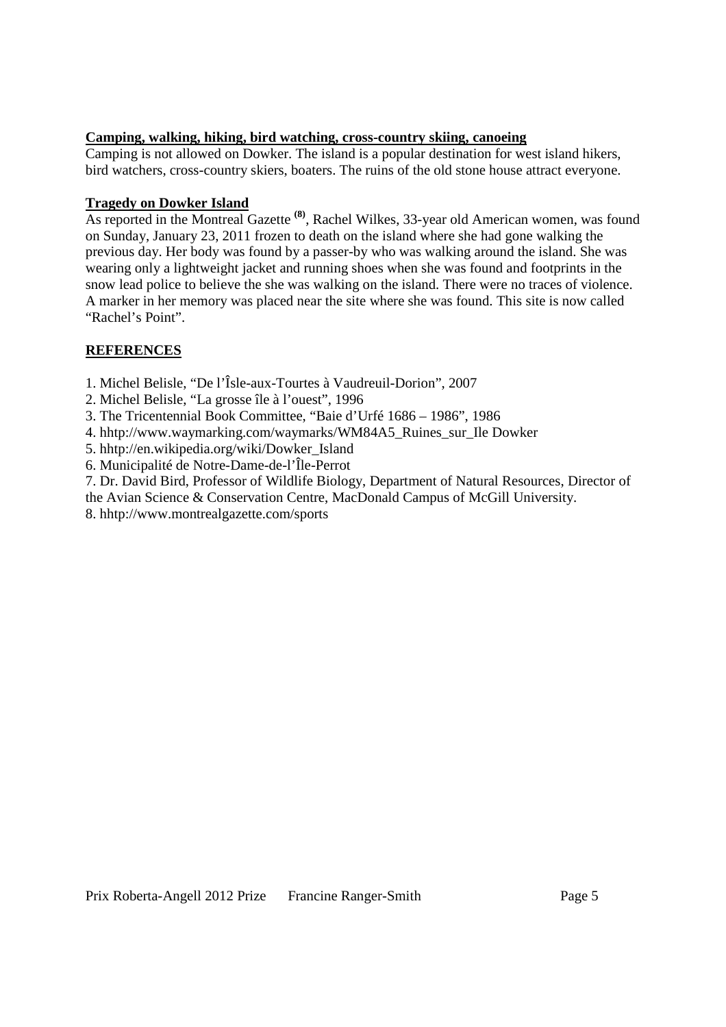**Camping, walking, hiking, bird watching, cross-country skiing, canoeing**

Camping is not allowed on Dowker. The island is a popular destination for west island hikers, bird watchers, cross-country skiers, boaters. The ruins of the old stone house attract everyone.

**Tragedy on Dowker Island**

As reported in the Montreal Gazette [(8)], Rachel Wilkes, 33-year old American women, was found on Sunday, January 23, 2011 frozen to death on the island where she had gone walking the previous day. Her body was found by a passer-by who was walking around the island. She was wearing only a lightweight jacket and running shoes when she was found and footprints in the snow lead police to believe the she was walking on the island. There were no traces of violence. A marker in her memory was placed near the site where she was found. This site is now called "Rachel's Point".

## REFERENCES

1. Michel Belisle, "De l'Îsle-aux-Tourtes à Vaudreuil-Dorion", 2007
2. Michel Belisle, "La grosse île à l'ouest", 1996
3. The Tricentennial Book Committee, "Baie d'Urfé 1686 – 1986", 1986
4. hhtp://www.waymarking.com/waymarks/WM84A5_Ruines_sur_Ile Dowker
5. hhtp://en.wikipedia.org/wiki/Dowker_Island
6. Municipalité de Notre-Dame-de-l'Île-Perrot
7. Dr. David Bird, Professor of Wildlife Biology, Department of Natural Resources, Director of the Avian Science & Conservation Centre, MacDonald Campus of McGill University.
8. hhtp://www.montrealgazette.com/sports